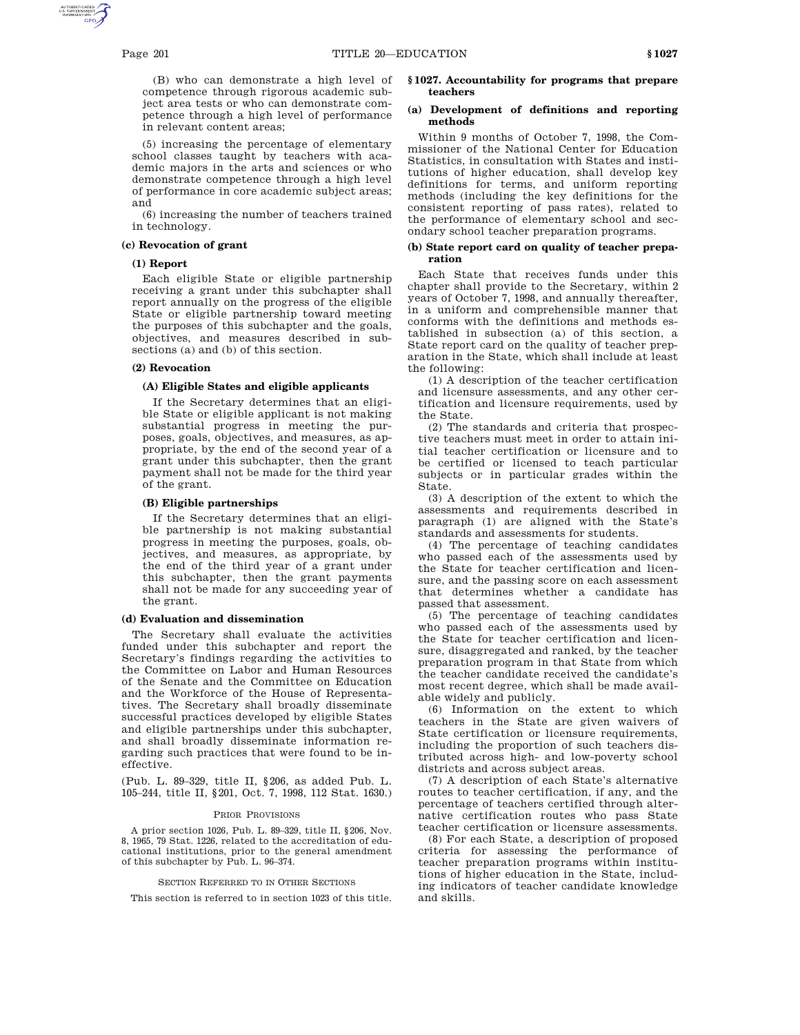(B) who can demonstrate a high level of competence through rigorous academic subject area tests or who can demonstrate competence through a high level of performance in relevant content areas;

(5) increasing the percentage of elementary school classes taught by teachers with academic majors in the arts and sciences or who demonstrate competence through a high level of performance in core academic subject areas; and

(6) increasing the number of teachers trained in technology.

**(c) Revocation of grant**

**(1) Report**

Each eligible State or eligible partnership receiving a grant under this subchapter shall report annually on the progress of the eligible State or eligible partnership toward meeting the purposes of this subchapter and the goals, objectives, and measures described in subsections (a) and (b) of this section.

**(2) Revocation**

**(A) Eligible States and eligible applicants**

If the Secretary determines that an eligible State or eligible applicant is not making substantial progress in meeting the purposes, goals, objectives, and measures, as appropriate, by the end of the second year of a grant under this subchapter, then the grant payment shall not be made for the third year of the grant.

**(B) Eligible partnerships**

If the Secretary determines that an eligible partnership is not making substantial progress in meeting the purposes, goals, objectives, and measures, as appropriate, by the end of the third year of a grant under this subchapter, then the grant payments shall not be made for any succeeding year of the grant.

**(d) Evaluation and dissemination**

The Secretary shall evaluate the activities funded under this subchapter and report the Secretary's findings regarding the activities to the Committee on Labor and Human Resources of the Senate and the Committee on Education and the Workforce of the House of Representatives. The Secretary shall broadly disseminate successful practices developed by eligible States and eligible partnerships under this subchapter, and shall broadly disseminate information regarding such practices that were found to be ineffective.

(Pub. L. 89–329, title II, §206, as added Pub. L. 105–244, title II, §201, Oct. 7, 1998, 112 Stat. 1630.)

PRIOR PROVISIONS

A prior section 1026, Pub. L. 89–329, title II, §206, Nov. 8, 1965, 79 Stat. 1226, related to the accreditation of educational institutions, prior to the general amendment of this subchapter by Pub. L. 96–374.

SECTION REFERRED TO IN OTHER SECTIONS

This section is referred to in section 1023 of this title.

## §1027. Accountability for programs that prepare teachers

**(a) Development of definitions and reporting methods**

Within 9 months of October 7, 1998, the Commissioner of the National Center for Education Statistics, in consultation with States and institutions of higher education, shall develop key definitions for terms, and uniform reporting methods (including the key definitions for the consistent reporting of pass rates), related to the performance of elementary school and secondary school teacher preparation programs.

**(b) State report card on quality of teacher preparation**

Each State that receives funds under this chapter shall provide to the Secretary, within 2 years of October 7, 1998, and annually thereafter, in a uniform and comprehensible manner that conforms with the definitions and methods established in subsection (a) of this section, a State report card on the quality of teacher preparation in the State, which shall include at least the following:

(1) A description of the teacher certification and licensure assessments, and any other certification and licensure requirements, used by the State.

(2) The standards and criteria that prospective teachers must meet in order to attain initial teacher certification or licensure and to be certified or licensed to teach particular subjects or in particular grades within the State.

(3) A description of the extent to which the assessments and requirements described in paragraph (1) are aligned with the State's standards and assessments for students.

(4) The percentage of teaching candidates who passed each of the assessments used by the State for teacher certification and licensure, and the passing score on each assessment that determines whether a candidate has passed that assessment.

(5) The percentage of teaching candidates who passed each of the assessments used by the State for teacher certification and licensure, disaggregated and ranked, by the teacher preparation program in that State from which the teacher candidate received the candidate's most recent degree, which shall be made available widely and publicly.

(6) Information on the extent to which teachers in the State are given waivers of State certification or licensure requirements, including the proportion of such teachers distributed across high- and low-poverty school districts and across subject areas.

(7) A description of each State's alternative routes to teacher certification, if any, and the percentage of teachers certified through alternative certification routes who pass State teacher certification or licensure assessments.

(8) For each State, a description of proposed criteria for assessing the performance of teacher preparation programs within institutions of higher education in the State, including indicators of teacher candidate knowledge and skills.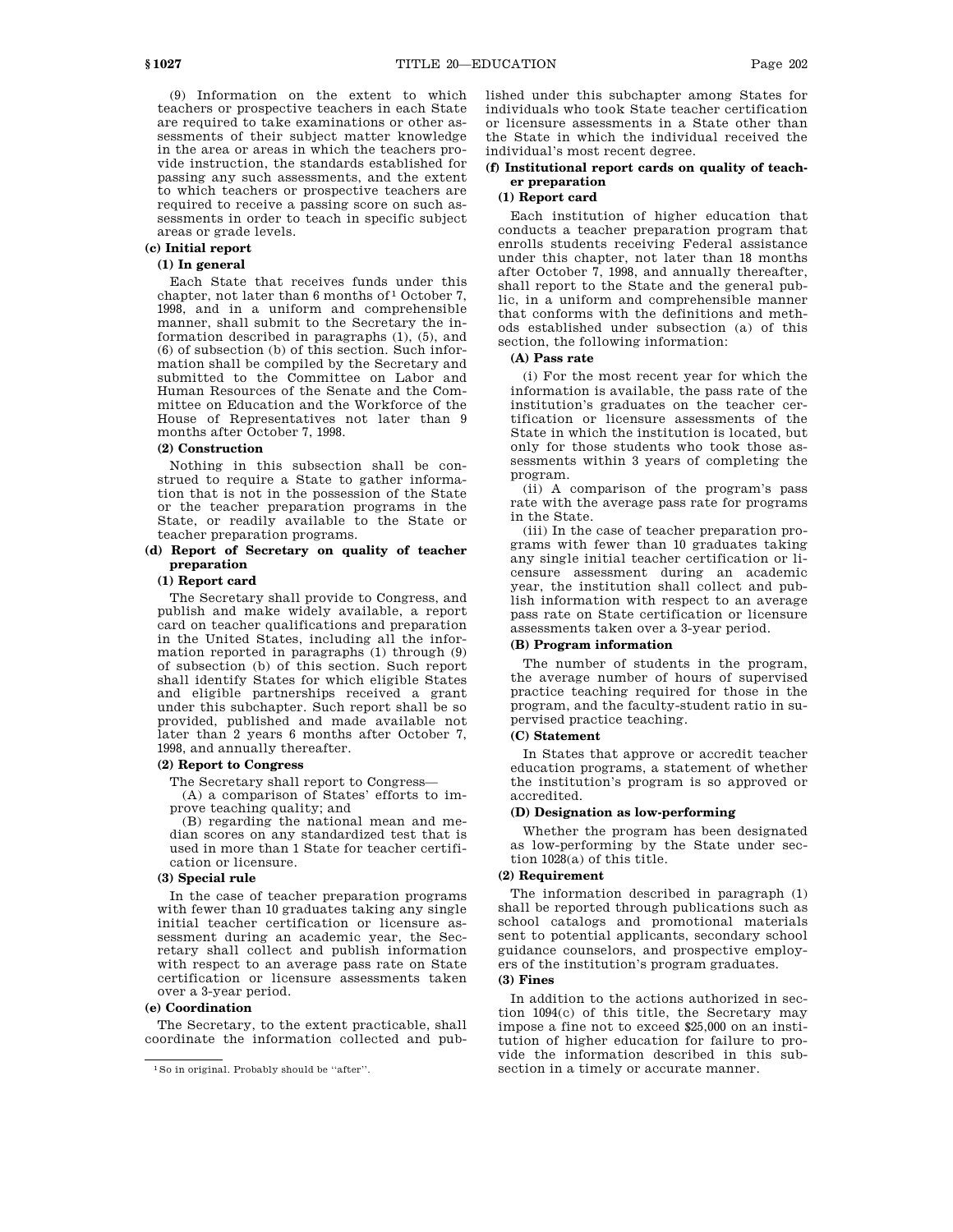(9) Information on the extent to which teachers or prospective teachers in each State are required to take examinations or other assessments of their subject matter knowledge in the area or areas in which the teachers provide instruction, the standards established for passing any such assessments, and the extent to which teachers or prospective teachers are required to receive a passing score on such assessments in order to teach in specific subject areas or grade levels.

**(c) Initial report**

**(1) In general**

Each State that receives funds under this chapter, not later than 6 months of[1] October 7, 1998, and in a uniform and comprehensible manner, shall submit to the Secretary the information described in paragraphs (1), (5), and (6) of subsection (b) of this section. Such information shall be compiled by the Secretary and submitted to the Committee on Labor and Human Resources of the Senate and the Committee on Education and the Workforce of the House of Representatives not later than 9 months after October 7, 1998.

**(2) Construction**

Nothing in this subsection shall be construed to require a State to gather information that is not in the possession of the State or the teacher preparation programs in the State, or readily available to the State or teacher preparation programs.

**(d) Report of Secretary on quality of teacher preparation**

**(1) Report card**

The Secretary shall provide to Congress, and publish and make widely available, a report card on teacher qualifications and preparation in the United States, including all the information reported in paragraphs (1) through (9) of subsection (b) of this section. Such report shall identify States for which eligible States and eligible partnerships received a grant under this subchapter. Such report shall be so provided, published and made available not later than 2 years 6 months after October 7, 1998, and annually thereafter.

**(2) Report to Congress**

The Secretary shall report to Congress—

(A) a comparison of States' efforts to improve teaching quality; and

(B) regarding the national mean and median scores on any standardized test that is used in more than 1 State for teacher certification or licensure.

**(3) Special rule**

In the case of teacher preparation programs with fewer than 10 graduates taking any single initial teacher certification or licensure assessment during an academic year, the Secretary shall collect and publish information with respect to an average pass rate on State certification or licensure assessments taken over a 3-year period.

**(e) Coordination**

The Secretary, to the extent practicable, shall coordinate the information collected and published under this subchapter among States for individuals who took State teacher certification or licensure assessments in a State other than the State in which the individual received the individual's most recent degree.

**(f) Institutional report cards on quality of teacher preparation**

**(1) Report card**

Each institution of higher education that conducts a teacher preparation program that enrolls students receiving Federal assistance under this chapter, not later than 18 months after October 7, 1998, and annually thereafter, shall report to the State and the general public, in a uniform and comprehensible manner that conforms with the definitions and methods established under subsection (a) of this section, the following information:

**(A) Pass rate**

(i) For the most recent year for which the information is available, the pass rate of the institution's graduates on the teacher certification or licensure assessments of the State in which the institution is located, but only for those students who took those assessments within 3 years of completing the program.

(ii) A comparison of the program's pass rate with the average pass rate for programs in the State.

(iii) In the case of teacher preparation programs with fewer than 10 graduates taking any single initial teacher certification or licensure assessment during an academic year, the institution shall collect and publish information with respect to an average pass rate on State certification or licensure assessments taken over a 3-year period.

**(B) Program information**

The number of students in the program, the average number of hours of supervised practice teaching required for those in the program, and the faculty-student ratio in supervised practice teaching.

**(C) Statement**

In States that approve or accredit teacher education programs, a statement of whether the institution's program is so approved or accredited.

**(D) Designation as low-performing**

Whether the program has been designated as low-performing by the State under section 1028(a) of this title.

**(2) Requirement**

The information described in paragraph (1) shall be reported through publications such as school catalogs and promotional materials sent to potential applicants, secondary school guidance counselors, and prospective employers of the institution's program graduates.

**(3) Fines**

In addition to the actions authorized in section 1094(c) of this title, the Secretary may impose a fine not to exceed $25,000 on an institution of higher education for failure to provide the information described in this subsection in a timely or accurate manner.

---

[1] So in original. Probably should be "after".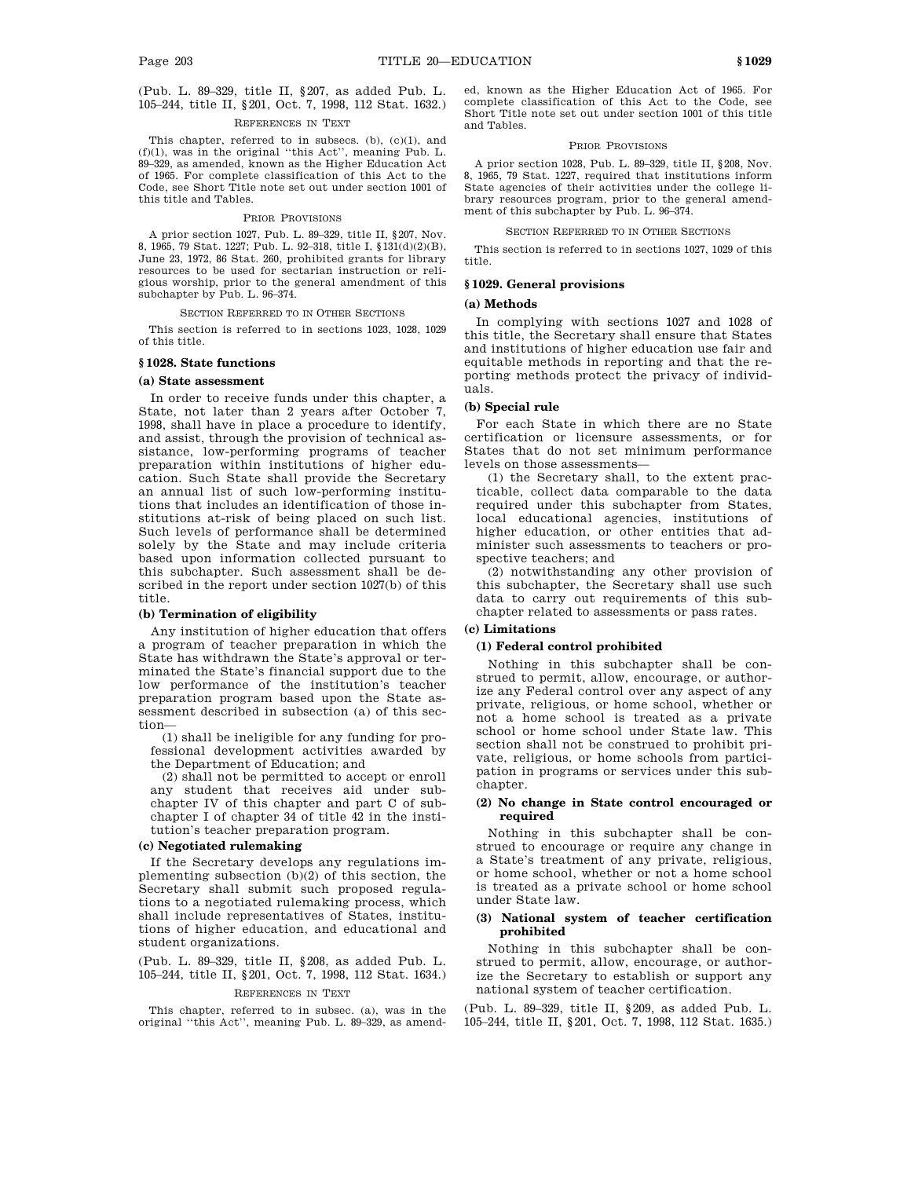(Pub. L. 89–329, title II, §207, as added Pub. L. 105–244, title II, §201, Oct. 7, 1998, 112 Stat. 1632.)

REFERENCES IN TEXT

This chapter, referred to in subsecs. (b), (c)(1), and (f)(1), was in the original "this Act", meaning Pub. L. 89–329, as amended, known as the Higher Education Act of 1965. For complete classification of this Act to the Code, see Short Title note set out under section 1001 of this title and Tables.

PRIOR PROVISIONS

A prior section 1027, Pub. L. 89–329, title II, §207, Nov. 8, 1965, 79 Stat. 1227; Pub. L. 92–318, title I, §131(d)(2)(B), June 23, 1972, 86 Stat. 260, prohibited grants for library resources to be used for sectarian instruction or religious worship, prior to the general amendment of this subchapter by Pub. L. 96–374.

SECTION REFERRED TO IN OTHER SECTIONS

This section is referred to in sections 1023, 1028, 1029 of this title.

## §1028. State functions

### (a) State assessment

In order to receive funds under this chapter, a State, not later than 2 years after October 7, 1998, shall have in place a procedure to identify, and assist, through the provision of technical assistance, low-performing programs of teacher preparation within institutions of higher education. Such State shall provide the Secretary an annual list of such low-performing institutions that includes an identification of those institutions at-risk of being placed on such list. Such levels of performance shall be determined solely by the State and may include criteria based upon information collected pursuant to this subchapter. Such assessment shall be described in the report under section 1027(b) of this title.

### (b) Termination of eligibility

Any institution of higher education that offers a program of teacher preparation in which the State has withdrawn the State's approval or terminated the State's financial support due to the low performance of the institution's teacher preparation program based upon the State assessment described in subsection (a) of this section—

(1) shall be ineligible for any funding for professional development activities awarded by the Department of Education; and

(2) shall not be permitted to accept or enroll any student that receives aid under subchapter IV of this chapter and part C of subchapter I of chapter 34 of title 42 in the institution's teacher preparation program.

### (c) Negotiated rulemaking

If the Secretary develops any regulations implementing subsection (b)(2) of this section, the Secretary shall submit such proposed regulations to a negotiated rulemaking process, which shall include representatives of States, institutions of higher education, and educational and student organizations.

(Pub. L. 89–329, title II, §208, as added Pub. L. 105–244, title II, §201, Oct. 7, 1998, 112 Stat. 1634.)

REFERENCES IN TEXT

This chapter, referred to in subsec. (a), was in the original "this Act", meaning Pub. L. 89–329, as amended, known as the Higher Education Act of 1965. For complete classification of this Act to the Code, see Short Title note set out under section 1001 of this title and Tables.

PRIOR PROVISIONS

A prior section 1028, Pub. L. 89–329, title II, §208, Nov. 8, 1965, 79 Stat. 1227, required that institutions inform State agencies of their activities under the college library resources program, prior to the general amendment of this subchapter by Pub. L. 96–374.

SECTION REFERRED TO IN OTHER SECTIONS

This section is referred to in sections 1027, 1029 of this title.

## §1029. General provisions

### (a) Methods

In complying with sections 1027 and 1028 of this title, the Secretary shall ensure that States and institutions of higher education use fair and equitable methods in reporting and that the reporting methods protect the privacy of individuals.

### (b) Special rule

For each State in which there are no State certification or licensure assessments, or for States that do not set minimum performance levels on those assessments—

(1) the Secretary shall, to the extent practicable, collect data comparable to the data required under this subchapter from States, local educational agencies, institutions of higher education, or other entities that administer such assessments to teachers or prospective teachers; and

(2) notwithstanding any other provision of this subchapter, the Secretary shall use such data to carry out requirements of this subchapter related to assessments or pass rates.

### (c) Limitations

#### (1) Federal control prohibited

Nothing in this subchapter shall be construed to permit, allow, encourage, or authorize any Federal control over any aspect of any private, religious, or home school, whether or not a home school is treated as a private school or home school under State law. This section shall not be construed to prohibit private, religious, or home schools from participation in programs or services under this subchapter.

#### (2) No change in State control encouraged or required

Nothing in this subchapter shall be construed to encourage or require any change in a State's treatment of any private, religious, or home school, whether or not a home school is treated as a private school or home school under State law.

#### (3) National system of teacher certification prohibited

Nothing in this subchapter shall be construed to permit, allow, encourage, or authorize the Secretary to establish or support any national system of teacher certification.

(Pub. L. 89–329, title II, §209, as added Pub. L. 105–244, title II, §201, Oct. 7, 1998, 112 Stat. 1635.)